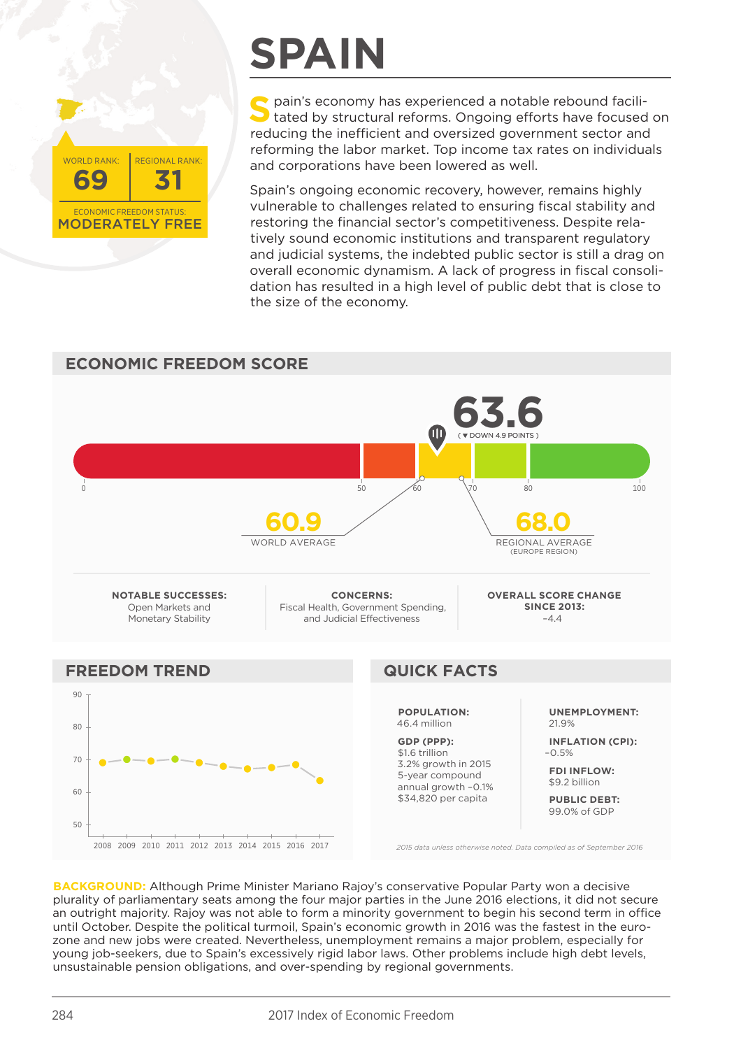# SPAIN

WORLD RANK: **69** | REGIONAL RANK: **31**

ECONOMIC FREEDOM STATUS: **MODERATELY FREE**

Spain's economy has experienced a notable rebound facilitated by structural reforms. Ongoing efforts have focused on reducing the inefficient and oversized government sector and reforming the labor market. Top income tax rates on individuals and corporations have been lowered as well.

Spain's ongoing economic recovery, however, remains highly vulnerable to challenges related to ensuring fiscal stability and restoring the financial sector's competitiveness. Despite relatively sound economic institutions and transparent regulatory and judicial systems, the indebted public sector is still a drag on overall economic dynamism. A lack of progress in fiscal consolidation has resulted in a high level of public debt that is close to the size of the economy.

## ECONOMIC FREEDOM SCORE

**63.6** (▼ DOWN 4.9 POINTS)

**60.9** WORLD AVERAGE

**68.0** REGIONAL AVERAGE (EUROPE REGION)

**NOTABLE SUCCESSES:** Open Markets and Monetary Stability

**CONCERNS:** Fiscal Health, Government Spending, and Judicial Effectiveness

**OVERALL SCORE CHANGE SINCE 2013:** –4.4

## FREEDOM TREND

## QUICK FACTS

**POPULATION:** 46.4 million

**GDP (PPP):** $1.6 trillion
3.2% growth in 2015
5-year compound annual growth –0.1%
$34,820 per capita

**UNEMPLOYMENT:** 21.9%

**INFLATION (CPI):** –0.5%

**FDI INFLOW:** $9.2 billion

**PUBLIC DEBT:** 99.0% of GDP

*2015 data unless otherwise noted. Data compiled as of September 2016*

**BACKGROUND:** Although Prime Minister Mariano Rajoy's conservative Popular Party won a decisive plurality of parliamentary seats among the four major parties in the June 2016 elections, it did not secure an outright majority. Rajoy was not able to form a minority government to begin his second term in office until October. Despite the political turmoil, Spain's economic growth in 2016 was the fastest in the eurozone and new jobs were created. Nevertheless, unemployment remains a major problem, especially for young job-seekers, due to Spain's excessively rigid labor laws. Other problems include high debt levels, unsustainable pension obligations, and over-spending by regional governments.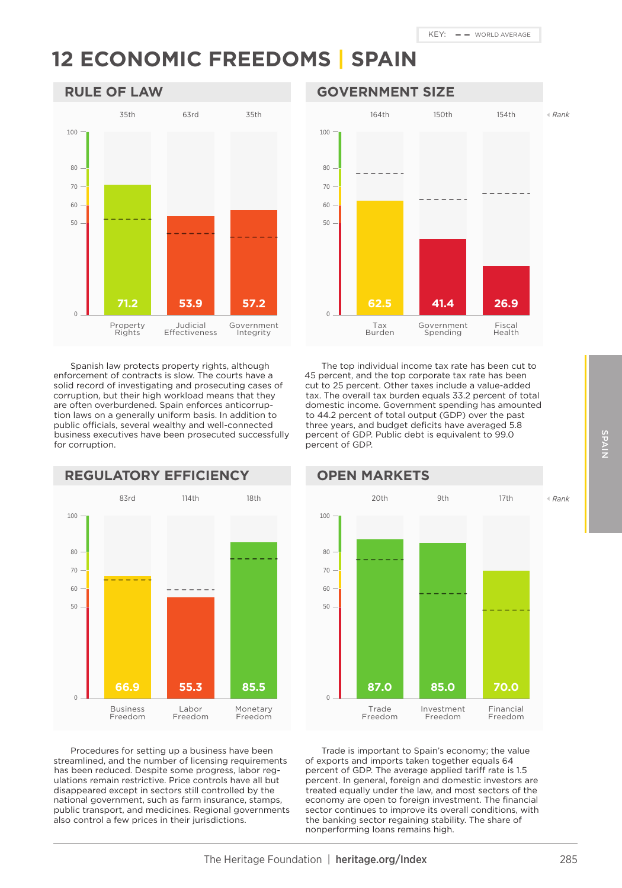KEY: – – WORLD AVERAGE

# 12 ECONOMIC FREEDOMS | SPAIN

## RULE OF LAW

35th 63rd 35th

100
80
70
60
50
0

71.2 Property Rights
53.9 Judicial Effectiveness
57.2 Government Integrity

Spanish law protects property rights, although enforcement of contracts is slow. The courts have a solid record of investigating and prosecuting cases of corruption, but their high workload means that they are often overburdened. Spain enforces anticorruption laws on a generally uniform basis. In addition to public officials, several wealthy and well-connected business executives have been prosecuted successfully for corruption.

## GOVERNMENT SIZE

164th 150th 154th ◂ Rank

100
80
70
60
50
0

62.5 Tax Burden
41.4 Government Spending
26.9 Fiscal Health

The top individual income tax rate has been cut to 45 percent, and the top corporate tax rate has been cut to 25 percent. Other taxes include a value-added tax. The overall tax burden equals 33.2 percent of total domestic income. Government spending has amounted to 44.2 percent of total output (GDP) over the past three years, and budget deficits have averaged 5.8 percent of GDP. Public debt is equivalent to 99.0 percent of GDP.

## REGULATORY EFFICIENCY

83rd 114th 18th

100
80
70
60
50
0

66.9 Business Freedom
55.3 Labor Freedom
85.5 Monetary Freedom

Procedures for setting up a business have been streamlined, and the number of licensing requirements has been reduced. Despite some progress, labor regulations remain restrictive. Price controls have all but disappeared except in sectors still controlled by the national government, such as farm insurance, stamps, public transport, and medicines. Regional governments also control a few prices in their jurisdictions.

## OPEN MARKETS

20th 9th 17th ◂ Rank

100
80
70
60
50
0

87.0 Trade Freedom
85.0 Investment Freedom
70.0 Financial Freedom

Trade is important to Spain's economy; the value of exports and imports taken together equals 64 percent of GDP. The average applied tariff rate is 1.5 percent. In general, foreign and domestic investors are treated equally under the law, and most sectors of the economy are open to foreign investment. The financial sector continues to improve its overall conditions, with the banking sector regaining stability. The share of nonperforming loans remains high.